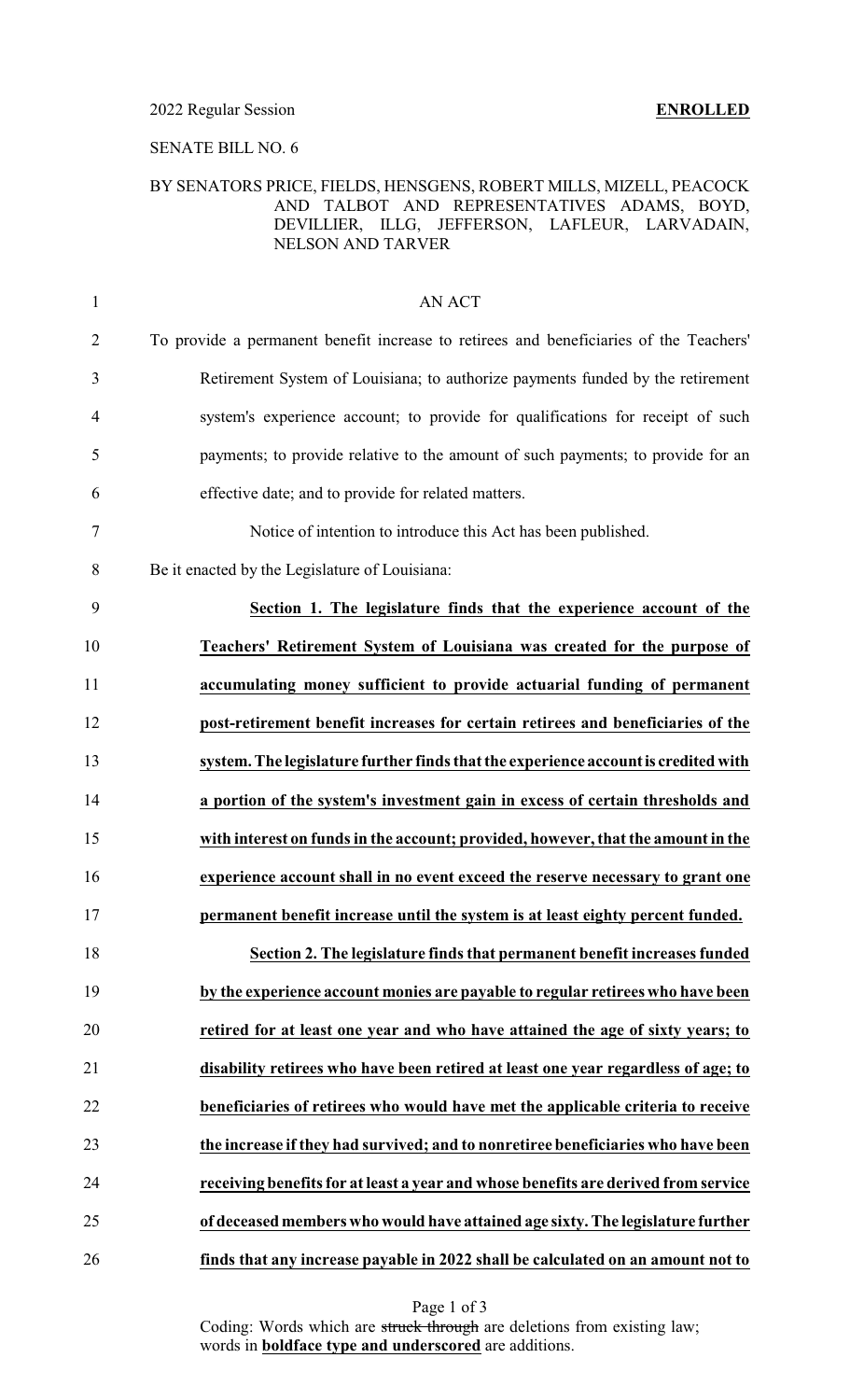2022 Regular Session **ENROLLED**

SENATE BILL NO. 6

BY SENATORS PRICE, FIELDS, HENSGENS, ROBERT MILLS, MIZELL, PEACOCK AND TALBOT AND REPRESENTATIVES ADAMS, BOYD, DEVILLIER, ILLG, JEFFERSON, LAFLEUR, LARVADAIN, NELSON AND TARVER

AN ACT

To provide a permanent benefit increase to retirees and beneficiaries of the Teachers' Retirement System of Louisiana; to authorize payments funded by the retirement system's experience account; to provide for qualifications for receipt of such payments; to provide relative to the amount of such payments; to provide for an effective date; and to provide for related matters.

Notice of intention to introduce this Act has been published.

Be it enacted by the Legislature of Louisiana:

**Section 1. The legislature finds that the experience account of the Teachers' Retirement System of Louisiana was created for the purpose of accumulating money sufficient to provide actuarial funding of permanent post-retirement benefit increases for certain retirees and beneficiaries of the system. The legislature further finds that the experience account is credited with a portion of the system's investment gain in excess of certain thresholds and with interest on funds in the account; provided, however, that the amount in the experience account shall in no event exceed the reserve necessary to grant one permanent benefit increase until the system is at least eighty percent funded.**

**Section 2. The legislature finds that permanent benefit increases funded by the experience account monies are payable to regular retirees who have been retired for at least one year and who have attained the age of sixty years; to disability retirees who have been retired at least one year regardless of age; to beneficiaries of retirees who would have met the applicable criteria to receive the increase if they had survived; and to nonretiree beneficiaries who have been receiving benefits for at least a year and whose benefits are derived from service of deceased members who would have attained age sixty. The legislature further finds that any increase payable in 2022 shall be calculated on an amount not to**

Coding: Words which are ~~struck through~~ are deletions from existing law; words in **boldface type and underscored** are additions.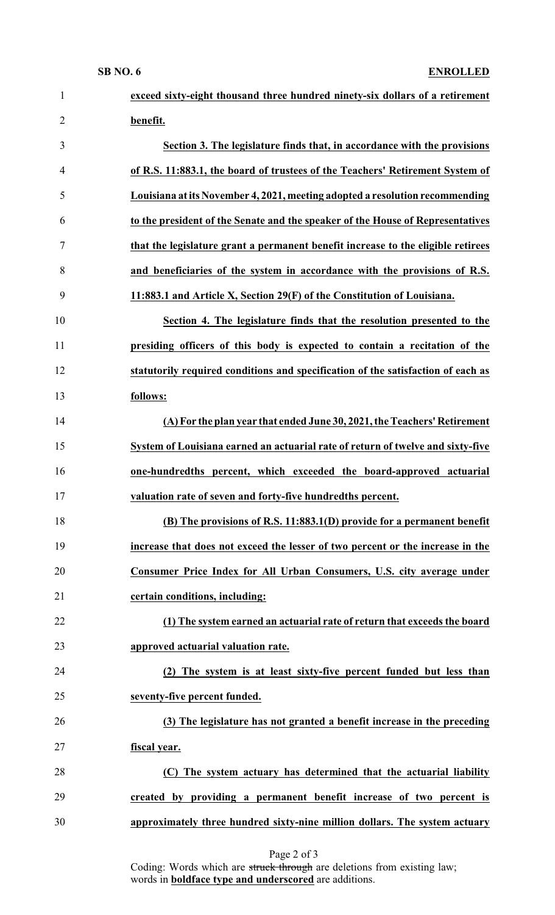**exceed sixty-eight thousand three hundred ninety-six dollars of a retirement benefit.**

**Section 3. The legislature finds that, in accordance with the provisions of R.S. 11:883.1, the board of trustees of the Teachers' Retirement System of Louisiana at its November 4, 2021, meeting adopted a resolution recommending to the president of the Senate and the speaker of the House of Representatives that the legislature grant a permanent benefit increase to the eligible retirees and beneficiaries of the system in accordance with the provisions of R.S. 11:883.1 and Article X, Section 29(F) of the Constitution of Louisiana.**

**Section 4. The legislature finds that the resolution presented to the presiding officers of this body is expected to contain a recitation of the statutorily required conditions and specification of the satisfaction of each as follows:**

**(A) For the plan year that ended June 30, 2021, the Teachers' Retirement System of Louisiana earned an actuarial rate of return of twelve and sixty-five one-hundredths percent, which exceeded the board-approved actuarial valuation rate of seven and forty-five hundredths percent.**

**(B) The provisions of R.S. 11:883.1(D) provide for a permanent benefit increase that does not exceed the lesser of two percent or the increase in the Consumer Price Index for All Urban Consumers, U.S. city average under certain conditions, including:**

**(1) The system earned an actuarial rate of return that exceeds the board approved actuarial valuation rate.**

**(2) The system is at least sixty-five percent funded but less than seventy-five percent funded.**

**(3) The legislature has not granted a benefit increase in the preceding fiscal year.**

**(C) The system actuary has determined that the actuarial liability created by providing a permanent benefit increase of two percent is approximately three hundred sixty-nine million dollars. The system actuary**

Coding: Words which are ~~struck through~~ are deletions from existing law; words in **boldface type and underscored** are additions.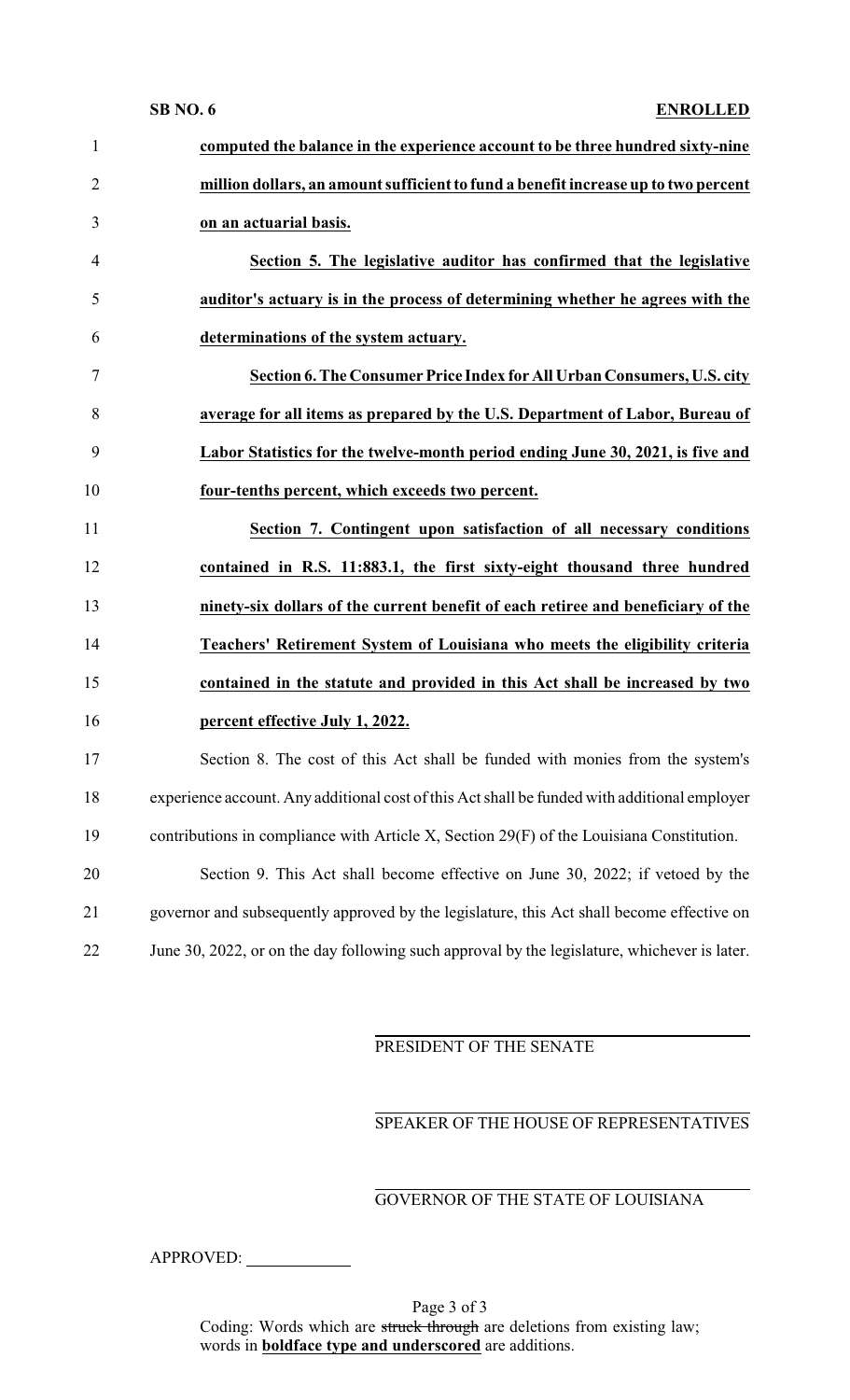**computed the balance in the experience account to be three hundred sixty-nine million dollars, an amount sufficient to fund a benefit increase up to two percent on an actuarial basis.**

**Section 5. The legislative auditor has confirmed that the legislative auditor's actuary is in the process of determining whether he agrees with the determinations of the system actuary.**

**Section 6. The Consumer Price Index for All Urban Consumers, U.S. city average for all items as prepared by the U.S. Department of Labor, Bureau of Labor Statistics for the twelve-month period ending June 30, 2021, is five and four-tenths percent, which exceeds two percent.**

**Section 7. Contingent upon satisfaction of all necessary conditions contained in R.S. 11:883.1, the first sixty-eight thousand three hundred ninety-six dollars of the current benefit of each retiree and beneficiary of the Teachers' Retirement System of Louisiana who meets the eligibility criteria contained in the statute and provided in this Act shall be increased by two percent effective July 1, 2022.**

Section 8. The cost of this Act shall be funded with monies from the system's experience account. Any additional cost of this Act shall be funded with additional employer contributions in compliance with Article X, Section 29(F) of the Louisiana Constitution.

Section 9. This Act shall become effective on June 30, 2022; if vetoed by the governor and subsequently approved by the legislature, this Act shall become effective on June 30, 2022, or on the day following such approval by the legislature, whichever is later.

PRESIDENT OF THE SENATE

SPEAKER OF THE HOUSE OF REPRESENTATIVES

GOVERNOR OF THE STATE OF LOUISIANA

APPROVED: ____________

Coding: Words which are ~~struck through~~ are deletions from existing law; words in **boldface type and underscored** are additions.